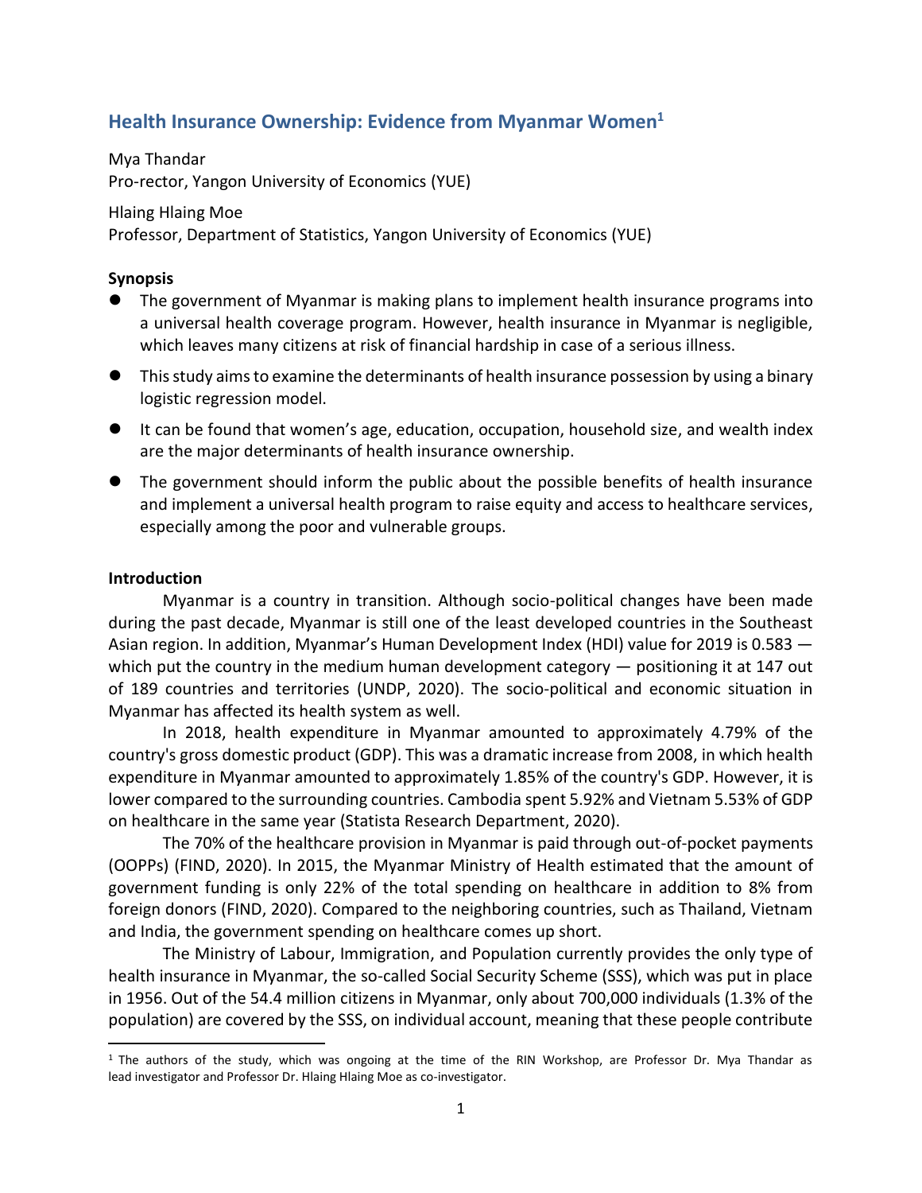## Health Insurance Ownership: Evidence from Myanmar Women[1]

Mya Thandar
Pro-rector, Yangon University of Economics (YUE)

Hlaing Hlaing Moe
Professor, Department of Statistics, Yangon University of Economics (YUE)

**Synopsis**

- The government of Myanmar is making plans to implement health insurance programs into a universal health coverage program. However, health insurance in Myanmar is negligible, which leaves many citizens at risk of financial hardship in case of a serious illness.
- This study aims to examine the determinants of health insurance possession by using a binary logistic regression model.
- It can be found that women's age, education, occupation, household size, and wealth index are the major determinants of health insurance ownership.
- The government should inform the public about the possible benefits of health insurance and implement a universal health program to raise equity and access to healthcare services, especially among the poor and vulnerable groups.

**Introduction**

Myanmar is a country in transition. Although socio-political changes have been made during the past decade, Myanmar is still one of the least developed countries in the Southeast Asian region. In addition, Myanmar's Human Development Index (HDI) value for 2019 is 0.583 — which put the country in the medium human development category — positioning it at 147 out of 189 countries and territories (UNDP, 2020). The socio-political and economic situation in Myanmar has affected its health system as well.

In 2018, health expenditure in Myanmar amounted to approximately 4.79% of the country's gross domestic product (GDP). This was a dramatic increase from 2008, in which health expenditure in Myanmar amounted to approximately 1.85% of the country's GDP. However, it is lower compared to the surrounding countries. Cambodia spent 5.92% and Vietnam 5.53% of GDP on healthcare in the same year (Statista Research Department, 2020).

The 70% of the healthcare provision in Myanmar is paid through out-of-pocket payments (OOPPs) (FIND, 2020). In 2015, the Myanmar Ministry of Health estimated that the amount of government funding is only 22% of the total spending on healthcare in addition to 8% from foreign donors (FIND, 2020). Compared to the neighboring countries, such as Thailand, Vietnam and India, the government spending on healthcare comes up short.

The Ministry of Labour, Immigration, and Population currently provides the only type of health insurance in Myanmar, the so-called Social Security Scheme (SSS), which was put in place in 1956. Out of the 54.4 million citizens in Myanmar, only about 700,000 individuals (1.3% of the population) are covered by the SSS, on individual account, meaning that these people contribute

[1] The authors of the study, which was ongoing at the time of the RIN Workshop, are Professor Dr. Mya Thandar as lead investigator and Professor Dr. Hlaing Hlaing Moe as co-investigator.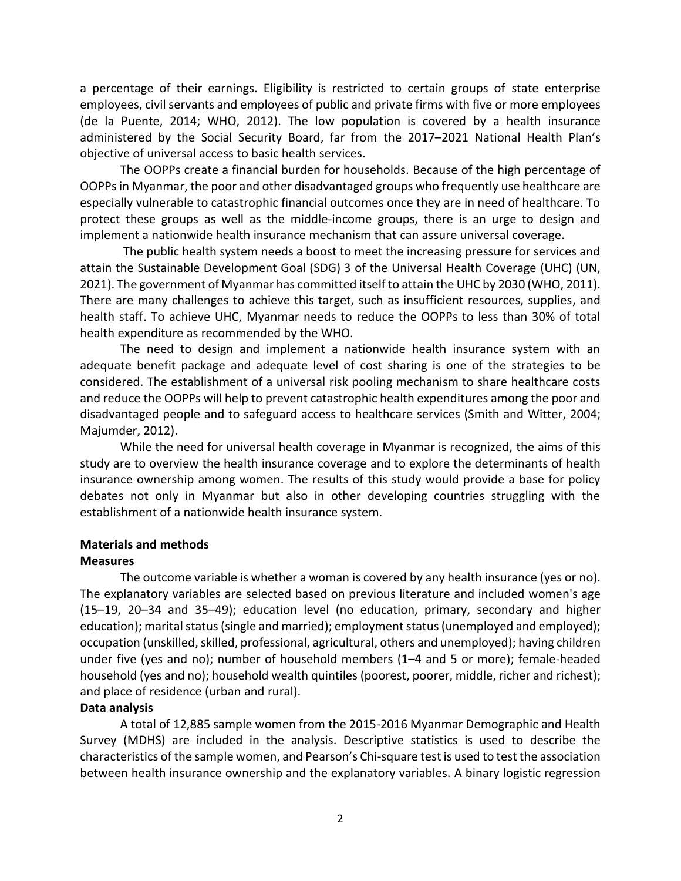a percentage of their earnings. Eligibility is restricted to certain groups of state enterprise employees, civil servants and employees of public and private firms with five or more employees (de la Puente, 2014; WHO, 2012). The low population is covered by a health insurance administered by the Social Security Board, far from the 2017–2021 National Health Plan's objective of universal access to basic health services.

The OOPPs create a financial burden for households. Because of the high percentage of OOPPs in Myanmar, the poor and other disadvantaged groups who frequently use healthcare are especially vulnerable to catastrophic financial outcomes once they are in need of healthcare. To protect these groups as well as the middle-income groups, there is an urge to design and implement a nationwide health insurance mechanism that can assure universal coverage.

The public health system needs a boost to meet the increasing pressure for services and attain the Sustainable Development Goal (SDG) 3 of the Universal Health Coverage (UHC) (UN, 2021). The government of Myanmar has committed itself to attain the UHC by 2030 (WHO, 2011). There are many challenges to achieve this target, such as insufficient resources, supplies, and health staff. To achieve UHC, Myanmar needs to reduce the OOPPs to less than 30% of total health expenditure as recommended by the WHO.

The need to design and implement a nationwide health insurance system with an adequate benefit package and adequate level of cost sharing is one of the strategies to be considered. The establishment of a universal risk pooling mechanism to share healthcare costs and reduce the OOPPs will help to prevent catastrophic health expenditures among the poor and disadvantaged people and to safeguard access to healthcare services (Smith and Witter, 2004; Majumder, 2012).

While the need for universal health coverage in Myanmar is recognized, the aims of this study are to overview the health insurance coverage and to explore the determinants of health insurance ownership among women. The results of this study would provide a base for policy debates not only in Myanmar but also in other developing countries struggling with the establishment of a nationwide health insurance system.

## Materials and methods

### Measures

The outcome variable is whether a woman is covered by any health insurance (yes or no). The explanatory variables are selected based on previous literature and included women's age (15–19, 20–34 and 35–49); education level (no education, primary, secondary and higher education); marital status (single and married); employment status (unemployed and employed); occupation (unskilled, skilled, professional, agricultural, others and unemployed); having children under five (yes and no); number of household members (1–4 and 5 or more); female-headed household (yes and no); household wealth quintiles (poorest, poorer, middle, richer and richest); and place of residence (urban and rural).

### Data analysis

A total of 12,885 sample women from the 2015-2016 Myanmar Demographic and Health Survey (MDHS) are included in the analysis. Descriptive statistics is used to describe the characteristics of the sample women, and Pearson's Chi-square test is used to test the association between health insurance ownership and the explanatory variables. A binary logistic regression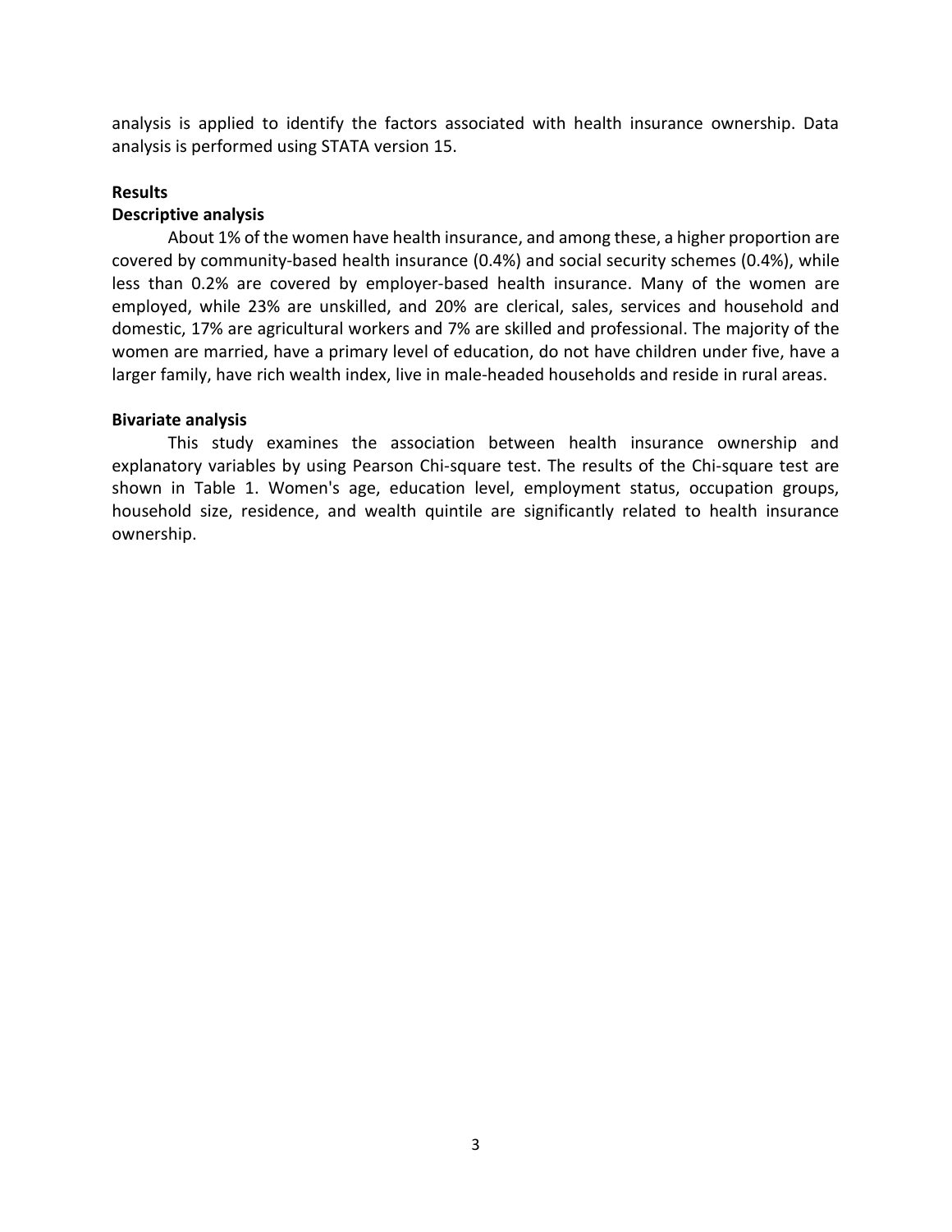analysis is applied to identify the factors associated with health insurance ownership. Data analysis is performed using STATA version 15.

## Results

### Descriptive analysis

About 1% of the women have health insurance, and among these, a higher proportion are covered by community-based health insurance (0.4%) and social security schemes (0.4%), while less than 0.2% are covered by employer-based health insurance. Many of the women are employed, while 23% are unskilled, and 20% are clerical, sales, services and household and domestic, 17% are agricultural workers and 7% are skilled and professional. The majority of the women are married, have a primary level of education, do not have children under five, have a larger family, have rich wealth index, live in male-headed households and reside in rural areas.

### Bivariate analysis

This study examines the association between health insurance ownership and explanatory variables by using Pearson Chi-square test. The results of the Chi-square test are shown in Table 1. Women's age, education level, employment status, occupation groups, household size, residence, and wealth quintile are significantly related to health insurance ownership.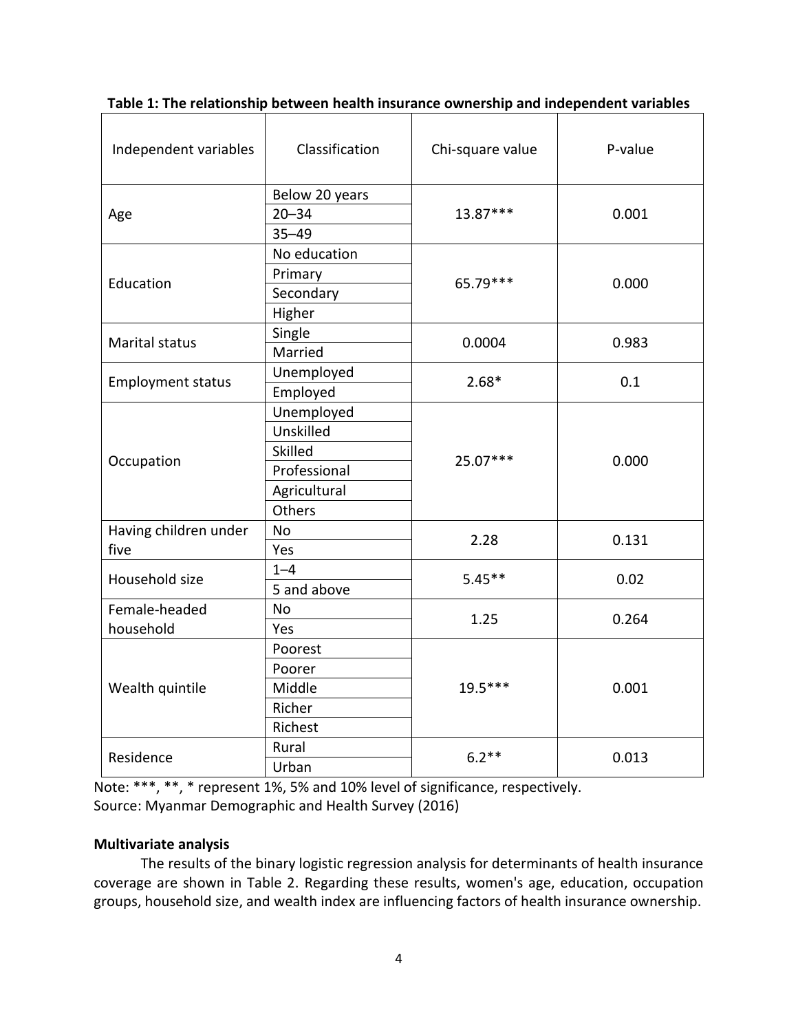**Table 1: The relationship between health insurance ownership and independent variables**

| Independent variables | Classification | Chi-square value | P-value |
|---|---|---|---|
| Age | Below 20 years | 13.87*** | 0.001 |
| | 20–34 | | |
| | 35–49 | | |
| Education | No education | 65.79*** | 0.000 |
| | Primary | | |
| | Secondary | | |
| | Higher | | |
| Marital status | Single | 0.0004 | 0.983 |
| | Married | | |
| Employment status | Unemployed | 2.68* | 0.1 |
| | Employed | | |
| Occupation | Unemployed | 25.07*** | 0.000 |
| | Unskilled | | |
| | Skilled | | |
| | Professional | | |
| | Agricultural | | |
| | Others | | |
| Having children under five | No | 2.28 | 0.131 |
| | Yes | | |
| Household size | 1–4 | 5.45** | 0.02 |
| | 5 and above | | |
| Female-headed household | No | 1.25 | 0.264 |
| | Yes | | |
| Wealth quintile | Poorest | 19.5*** | 0.001 |
| | Poorer | | |
| | Middle | | |
| | Richer | | |
| | Richest | | |
| Residence | Rural | 6.2** | 0.013 |
| | Urban | | |

Note: ***, **, * represent 1%, 5% and 10% level of significance, respectively.
Source: Myanmar Demographic and Health Survey (2016)

**Multivariate analysis**

The results of the binary logistic regression analysis for determinants of health insurance coverage are shown in Table 2. Regarding these results, women's age, education, occupation groups, household size, and wealth index are influencing factors of health insurance ownership.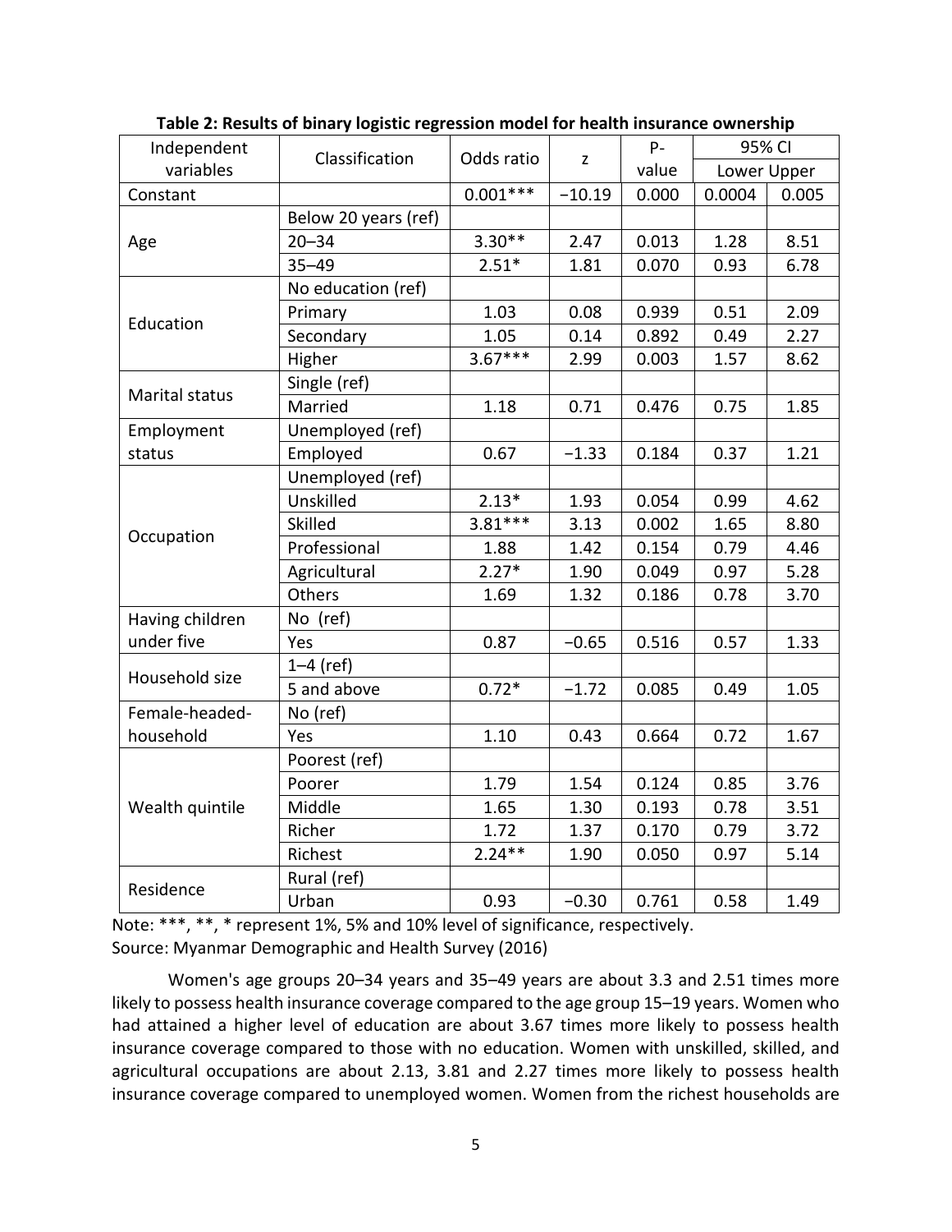**Table 2: Results of binary logistic regression model for health insurance ownership**

| Independent variables | Classification | Odds ratio | z | P-value | 95% CI | |
|---|---|---|---|---|---|---|
| | | | | | Lower | Upper |
| Constant | | 0.001*** | −10.19 | 0.000 | 0.0004 | 0.005 |
| Age | Below 20 years (ref) | | | | | |
| | 20–34 | 3.30** | 2.47 | 0.013 | 1.28 | 8.51 |
| | 35–49 | 2.51* | 1.81 | 0.070 | 0.93 | 6.78 |
| Education | No education (ref) | | | | | |
| | Primary | 1.03 | 0.08 | 0.939 | 0.51 | 2.09 |
| | Secondary | 1.05 | 0.14 | 0.892 | 0.49 | 2.27 |
| | Higher | 3.67*** | 2.99 | 0.003 | 1.57 | 8.62 |
| Marital status | Single (ref) | | | | | |
| | Married | 1.18 | 0.71 | 0.476 | 0.75 | 1.85 |
| Employment status | Unemployed (ref) | | | | | |
| | Employed | 0.67 | −1.33 | 0.184 | 0.37 | 1.21 |
| Occupation | Unemployed (ref) | | | | | |
| | Unskilled | 2.13* | 1.93 | 0.054 | 0.99 | 4.62 |
| | Skilled | 3.81*** | 3.13 | 0.002 | 1.65 | 8.80 |
| | Professional | 1.88 | 1.42 | 0.154 | 0.79 | 4.46 |
| | Agricultural | 2.27* | 1.90 | 0.049 | 0.97 | 5.28 |
| | Others | 1.69 | 1.32 | 0.186 | 0.78 | 3.70 |
| Having children under five | No (ref) | | | | | |
| | Yes | 0.87 | −0.65 | 0.516 | 0.57 | 1.33 |
| Household size | 1–4 (ref) | | | | | |
| | 5 and above | 0.72* | −1.72 | 0.085 | 0.49 | 1.05 |
| Female-headed-household | No (ref) | | | | | |
| | Yes | 1.10 | 0.43 | 0.664 | 0.72 | 1.67 |
| Wealth quintile | Poorest (ref) | | | | | |
| | Poorer | 1.79 | 1.54 | 0.124 | 0.85 | 3.76 |
| | Middle | 1.65 | 1.30 | 0.193 | 0.78 | 3.51 |
| | Richer | 1.72 | 1.37 | 0.170 | 0.79 | 3.72 |
| | Richest | 2.24** | 1.90 | 0.050 | 0.97 | 5.14 |
| Residence | Rural (ref) | | | | | |
| | Urban | 0.93 | −0.30 | 0.761 | 0.58 | 1.49 |

Note: ***, **, * represent 1%, 5% and 10% level of significance, respectively.
Source: Myanmar Demographic and Health Survey (2016)

Women's age groups 20–34 years and 35–49 years are about 3.3 and 2.51 times more likely to possess health insurance coverage compared to the age group 15–19 years. Women who had attained a higher level of education are about 3.67 times more likely to possess health insurance coverage compared to those with no education. Women with unskilled, skilled, and agricultural occupations are about 2.13, 3.81 and 2.27 times more likely to possess health insurance coverage compared to unemployed women. Women from the richest households are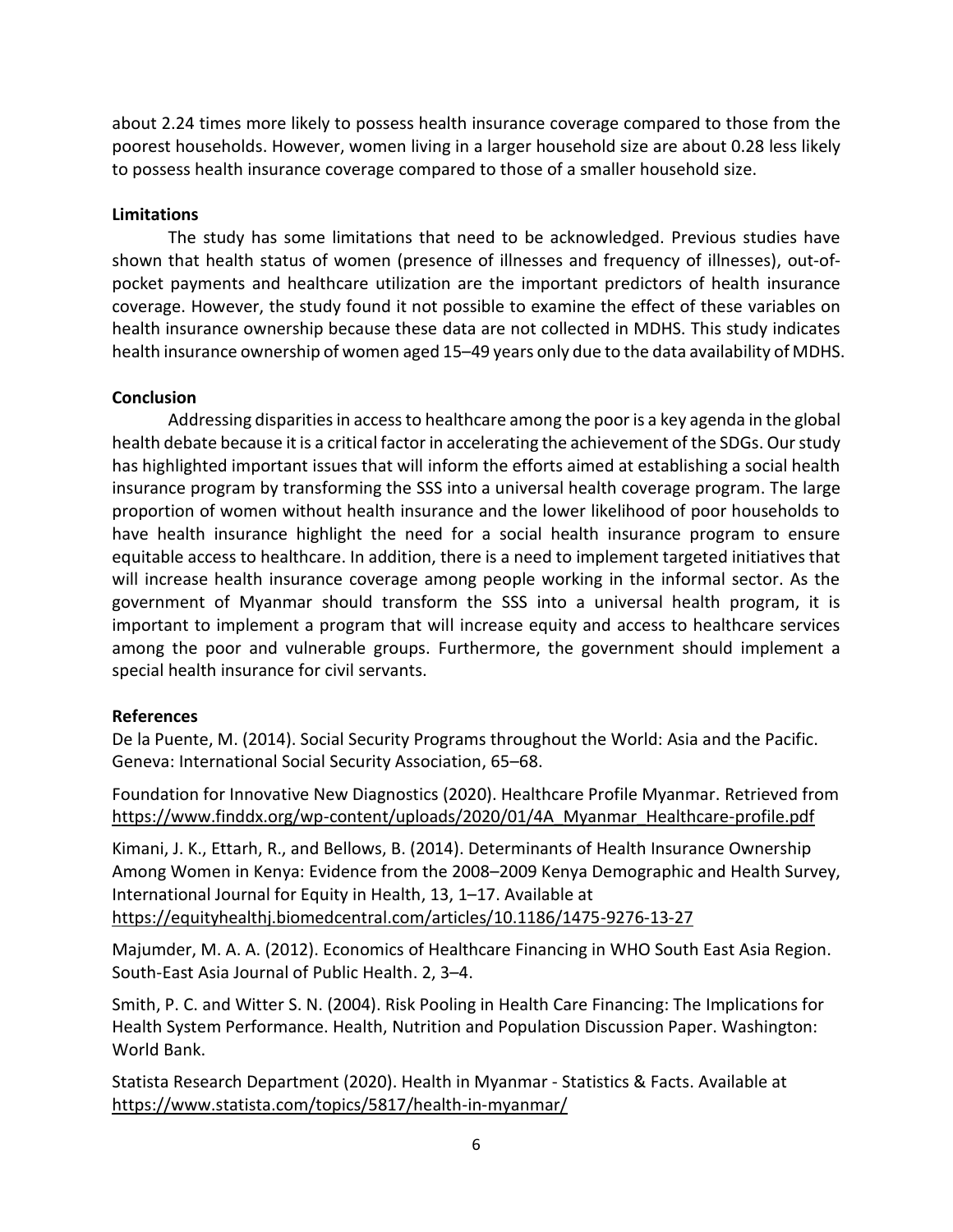about 2.24 times more likely to possess health insurance coverage compared to those from the poorest households. However, women living in a larger household size are about 0.28 less likely to possess health insurance coverage compared to those of a smaller household size.

**Limitations**

The study has some limitations that need to be acknowledged. Previous studies have shown that health status of women (presence of illnesses and frequency of illnesses), out-of-pocket payments and healthcare utilization are the important predictors of health insurance coverage. However, the study found it not possible to examine the effect of these variables on health insurance ownership because these data are not collected in MDHS. This study indicates health insurance ownership of women aged 15–49 years only due to the data availability of MDHS.

**Conclusion**

Addressing disparities in access to healthcare among the poor is a key agenda in the global health debate because it is a critical factor in accelerating the achievement of the SDGs. Our study has highlighted important issues that will inform the efforts aimed at establishing a social health insurance program by transforming the SSS into a universal health coverage program. The large proportion of women without health insurance and the lower likelihood of poor households to have health insurance highlight the need for a social health insurance program to ensure equitable access to healthcare. In addition, there is a need to implement targeted initiatives that will increase health insurance coverage among people working in the informal sector. As the government of Myanmar should transform the SSS into a universal health program, it is important to implement a program that will increase equity and access to healthcare services among the poor and vulnerable groups. Furthermore, the government should implement a special health insurance for civil servants.

**References**

De la Puente, M. (2014). Social Security Programs throughout the World: Asia and the Pacific. Geneva: International Social Security Association, 65–68.

Foundation for Innovative New Diagnostics (2020). Healthcare Profile Myanmar. Retrieved from https://www.finddx.org/wp-content/uploads/2020/01/4A_Myanmar_Healthcare-profile.pdf

Kimani, J. K., Ettarh, R., and Bellows, B. (2014). Determinants of Health Insurance Ownership Among Women in Kenya: Evidence from the 2008–2009 Kenya Demographic and Health Survey, International Journal for Equity in Health, 13, 1–17. Available at https://equityhealthj.biomedcentral.com/articles/10.1186/1475-9276-13-27

Majumder, M. A. A. (2012). Economics of Healthcare Financing in WHO South East Asia Region. South-East Asia Journal of Public Health. 2, 3–4.

Smith, P. C. and Witter S. N. (2004). Risk Pooling in Health Care Financing: The Implications for Health System Performance. Health, Nutrition and Population Discussion Paper. Washington: World Bank.

Statista Research Department (2020). Health in Myanmar - Statistics & Facts. Available at https://www.statista.com/topics/5817/health-in-myanmar/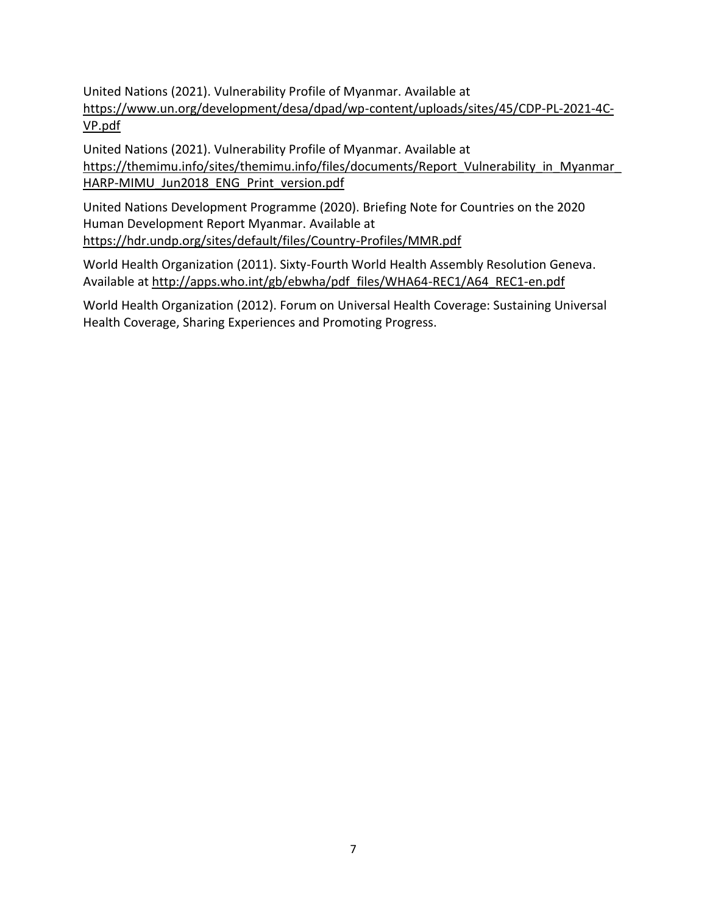United Nations (2021). Vulnerability Profile of Myanmar. Available at https://www.un.org/development/desa/dpad/wp-content/uploads/sites/45/CDP-PL-2021-4C-VP.pdf

United Nations (2021). Vulnerability Profile of Myanmar. Available at https://themimu.info/sites/themimu.info/files/documents/Report_Vulnerability_in_Myanmar_HARP-MIMU_Jun2018_ENG_Print_version.pdf

United Nations Development Programme (2020). Briefing Note for Countries on the 2020 Human Development Report Myanmar. Available at https://hdr.undp.org/sites/default/files/Country-Profiles/MMR.pdf

World Health Organization (2011). Sixty-Fourth World Health Assembly Resolution Geneva. Available at http://apps.who.int/gb/ebwha/pdf_files/WHA64-REC1/A64_REC1-en.pdf

World Health Organization (2012). Forum on Universal Health Coverage: Sustaining Universal Health Coverage, Sharing Experiences and Promoting Progress.